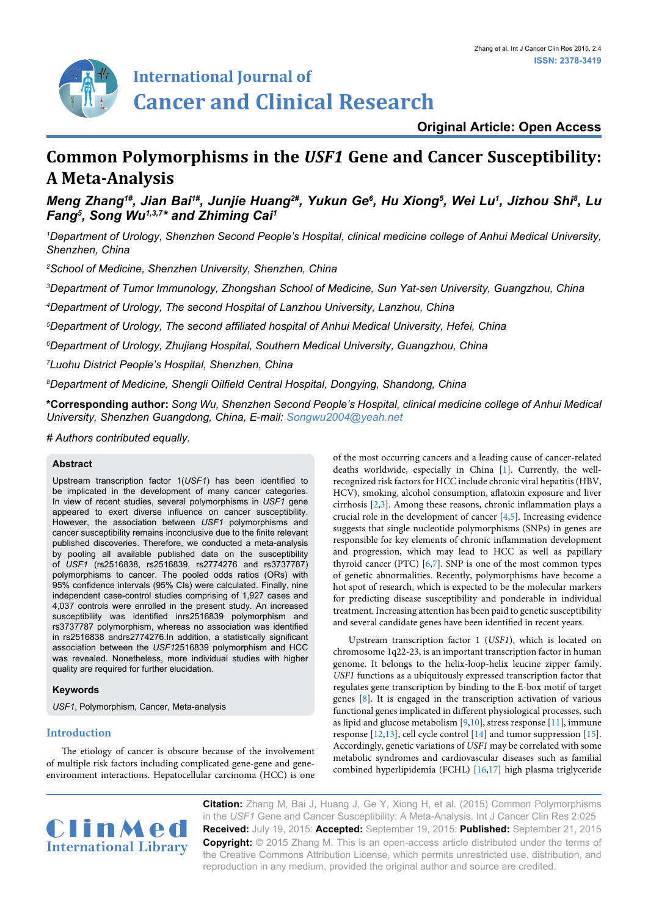Original Article: Open Access

# Common Polymorphisms in the *USF1* Gene and Cancer Susceptibility: A Meta-Analysis

***Meng Zhang[1#], Jian Bai[1#], Junjie Huang[2#], Yukun Ge[6], Hu Xiong[5], Wei Lu[1], Jizhou Shi[8], Lu Fang[5], Song Wu[1,3,7]* and Zhiming Cai[1]***

*[1]Department of Urology, Shenzhen Second People's Hospital, clinical medicine college of Anhui Medical University, Shenzhen, China*

*[2]School of Medicine, Shenzhen University, Shenzhen, China*

*[3]Department of Tumor Immunology, Zhongshan School of Medicine, Sun Yat-sen University, Guangzhou, China*

*[4]Department of Urology, The second Hospital of Lanzhou University, Lanzhou, China*

*[5]Department of Urology, The second affiliated hospital of Anhui Medical University, Hefei, China*

*[6]Department of Urology, Zhujiang Hospital, Southern Medical University, Guangzhou, China*

*[7]Luohu District People's Hospital, Shenzhen, China*

*[8]Department of Medicine, Shengli Oilfield Central Hospital, Dongying, Shandong, China*

**\*Corresponding author:** *Song Wu, Shenzhen Second People's Hospital, clinical medicine college of Anhui Medical University, Shenzhen Guangdong, China, E-mail: Songwu2004@yeah.net*

*# Authors contributed equally.*

## Abstract

Upstream transcription factor 1(*USF1*) has been identified to be implicated in the development of many cancer categories. In view of recent studies, several polymorphisms in *USF1* gene appeared to exert diverse influence on cancer susceptibility. However, the association between *USF1* polymorphisms and cancer susceptibility remains inconclusive due to the finite relevant published discoveries. Therefore, we conducted a meta-analysis by pooling all available published data on the susceptibility of *USF1* (rs2516838, rs2516839, rs2774276 and rs3737787) polymorphisms to cancer. The pooled odds ratios (ORs) with 95% confidence intervals (95% CIs) were calculated. Finally, nine independent case-control studies comprising of 1,927 cases and 4,037 controls were enrolled in the present study. An increased susceptibility was identified inrs2516839 polymorphism and rs3737787 polymorphism, whereas no association was identified in rs2516838 andrs2774276.In addition, a statistically significant association between the *USF1*2516839 polymorphism and HCC was revealed. Nonetheless, more individual studies with higher quality are required for further elucidation.

### Keywords

*USF1*, Polymorphism, Cancer, Meta-analysis

## Introduction

The etiology of cancer is obscure because of the involvement of multiple risk factors including complicated gene-gene and gene-environment interactions. Hepatocellular carcinoma (HCC) is one of the most occurring cancers and a leading cause of cancer-related deaths worldwide, especially in China [1]. Currently, the well-recognized risk factors for HCC include chronic viral hepatitis (HBV, HCV), smoking, alcohol consumption, aflatoxin exposure and liver cirrhosis [2,3]. Among these reasons, chronic inflammation plays a crucial role in the development of cancer [4,5]. Increasing evidence suggests that single nucleotide polymorphisms (SNPs) in genes are responsible for key elements of chronic inflammation development and progression, which may lead to HCC as well as papillary thyroid cancer (PTC) [6,7]. SNP is one of the most common types of genetic abnormalities. Recently, polymorphisms have become a hot spot of research, which is expectited to be the molecular markers for predicting disease susceptibility and ponderable in individual treatment. Increasing attention has been paid to genetic susceptibility and several candidate genes have been identified in recent years.

Upstream transcription factor 1 (*USF1*), which is located on chromosome 1q22-23, is an important transcription factor in human genome. It belongs to the helix-loop-helix leucine zipper family. *USF1* functions as a ubiquitously expressed transcription factor that regulates gene transcription by binding to the E-box motif of target genes [8]. It is engaged in the transcription activation of various functional genes implicated in different physiological processes, such as lipid and glucose metabolism [9,10], stress response [11], immune response [12,13], cell cycle control [14] and tumor suppression [15]. Accordingly, genetic variations of *USF1* may be correlated with some metabolic syndromes and cardiovascular diseases such as familial combined hyperlipidemia (FCHL) [16,17] high plasma triglyceride

**Citation:** Zhang M, Bai J, Huang J, Ge Y, Xiong H, et al. (2015) Common Polymorphisms in the *USF1* Gene and Cancer Susceptibility: A Meta-Analysis. Int J Cancer Clin Res 2:025
**Received:** July 19, 2015: **Accepted:** September 19, 2015: **Published:** September 21, 2015
**Copyright:** © 2015 Zhang M. This is an open-access article distributed under the terms of the Creative Commons Attribution License, which permits unrestricted use, distribution, and reproduction in any medium, provided the original author and source are credited.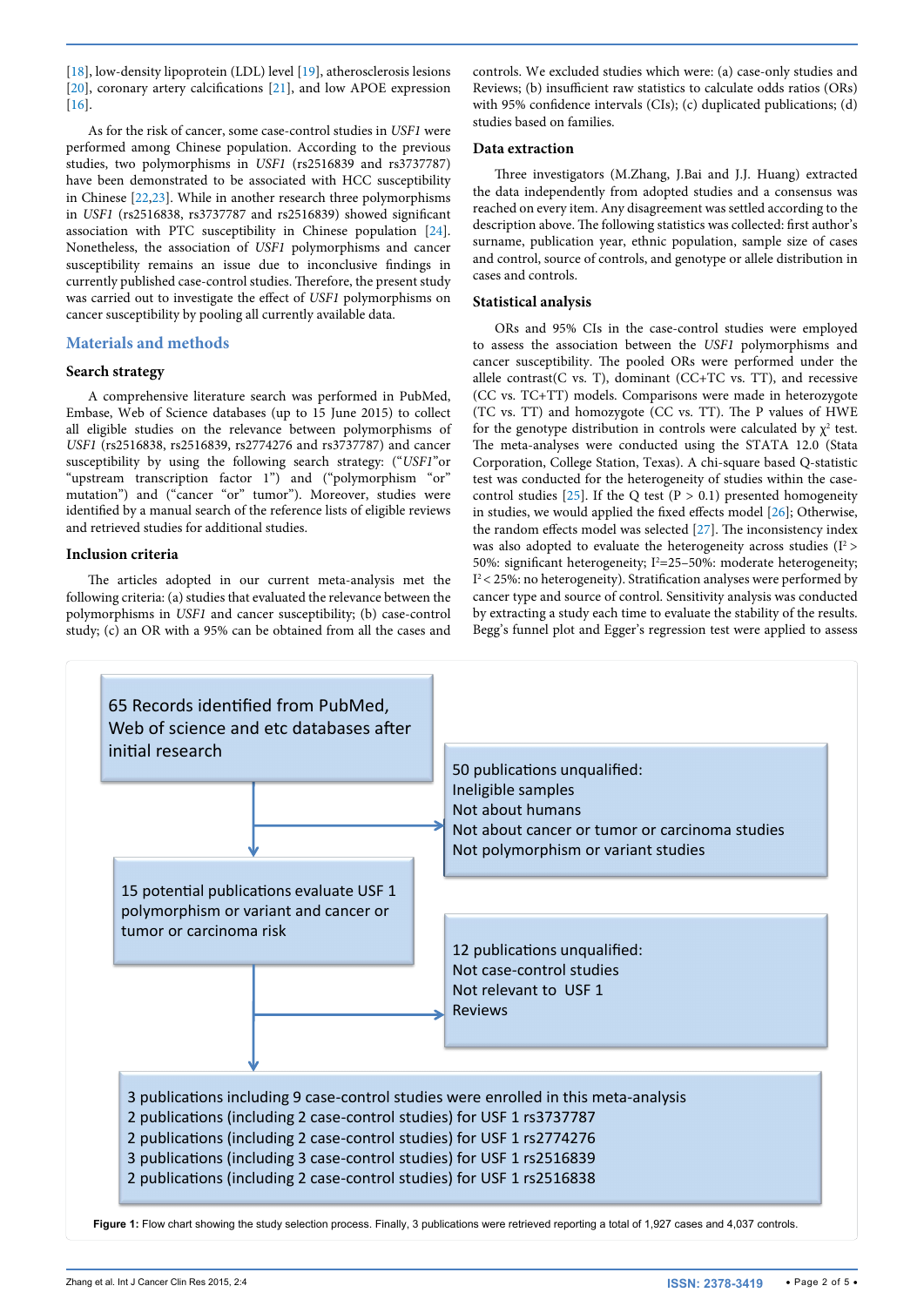[18], low-density lipoprotein (LDL) level [19], atherosclerosis lesions [20], coronary artery calcifications [21], and low APOE expression [16].

As for the risk of cancer, some case-control studies in *USF1* were performed among Chinese population. According to the previous studies, two polymorphisms in *USF1* (rs2516839 and rs3737787) have been demonstrated to be associated with HCC susceptibility in Chinese [22,23]. While in another research three polymorphisms in *USF1* (rs2516838, rs3737787 and rs2516839) showed significant association with PTC susceptibility in Chinese population [24]. Nonetheless, the association of *USF1* polymorphisms and cancer susceptibility remains an issue due to inconclusive findings in currently published case-control studies. Therefore, the present study was carried out to investigate the effect of *USF1* polymorphisms on cancer susceptibility by pooling all currently available data.

## Materials and methods

### Search strategy

A comprehensive literature search was performed in PubMed, Embase, Web of Science databases (up to 15 June 2015) to collect all eligible studies on the relevance between polymorphisms of *USF1* (rs2516838, rs2516839, rs2774276 and rs3737787) and cancer susceptibility by using the following search strategy: ("*USF1*"or "upstream transcription factor 1") and ("polymorphism "or" mutation") and ("cancer "or" tumor"). Moreover, studies were identified by a manual search of the reference lists of eligible reviews and retrieved studies for additional studies.

### Inclusion criteria

The articles adopted in our current meta-analysis met the following criteria: (a) studies that evaluated the relevance between the polymorphisms in *USF1* and cancer susceptibility; (b) case-control study; (c) an OR with a 95% can be obtained from all the cases and controls. We excluded studies which were: (a) case-only studies and Reviews; (b) insufficient raw statistics to calculate odds ratios (ORs) with 95% confidence intervals (CIs); (c) duplicated publications; (d) studies based on families.

### Data extraction

Three investigators (M.Zhang, J.Bai and J.J. Huang) extracted the data independently from adopted studies and a consensus was reached on every item. Any disagreement was settled according to the description above. The following statistics was collected: first author's surname, publication year, ethnic population, sample size of cases and control, source of controls, and genotype or allele distribution in cases and controls.

### Statistical analysis

ORs and 95% CIs in the case-control studies were employed to assess the association between the *USF1* polymorphisms and cancer susceptibility. The pooled ORs were performed under the allele contrast(C vs. T), dominant (CC+TC vs. TT), and recessive (CC vs. TC+TT) models. Comparisons were made in heterozygote (TC vs. TT) and homozygote (CC vs. TT). The P values of HWE for the genotype distribution in controls were calculated by $\chi^2$ test. The meta-analyses were conducted using the STATA 12.0 (Stata Corporation, College Station, Texas). A chi-square based Q-statistic test was conducted for the heterogeneity of studies within the case-control studies [25]. If the Q test ($P > 0.1$) presented homogeneity in studies, we would applied the fixed effects model [26]; Otherwise, the random effects model was selected [27]. The inconsistency index was also adopted to evaluate the heterogeneity across studies ($I^2 > 50\%$: significant heterogeneity; $I^2$=25–50%: moderate heterogeneity; $I^2 < 25\%$: no heterogeneity). Stratification analyses were performed by cancer type and source of control. Sensitivity analysis was conducted by extracting a study each time to evaluate the stability of the results. Begg's funnel plot and Egger's regression test were applied to assess

65 Records identified from PubMed, Web of science and etc databases after initial research

→ 50 publications unqualified:
- Ineligible samples
- Not about humans
- Not about cancer or tumor or carcinoma studies
- Not polymorphism or variant studies

15 potential publications evaluate USF 1 polymorphism or variant and cancer or tumor or carcinoma risk

→ 12 publications unqualified:
- Not case-control studies
- Not relevant to USF 1
- Reviews

3 publications including 9 case-control studies were enrolled in this meta-analysis
- 2 publications (including 2 case-control studies) for USF 1 rs3737787
- 2 publications (including 2 case-control studies) for USF 1 rs2774276
- 3 publications (including 3 case-control studies) for USF 1 rs2516839
- 2 publications (including 2 case-control studies) for USF 1 rs2516838

**Figure 1:** Flow chart showing the study selection process. Finally, 3 publications were retrieved reporting a total of 1,927 cases and 4,037 controls.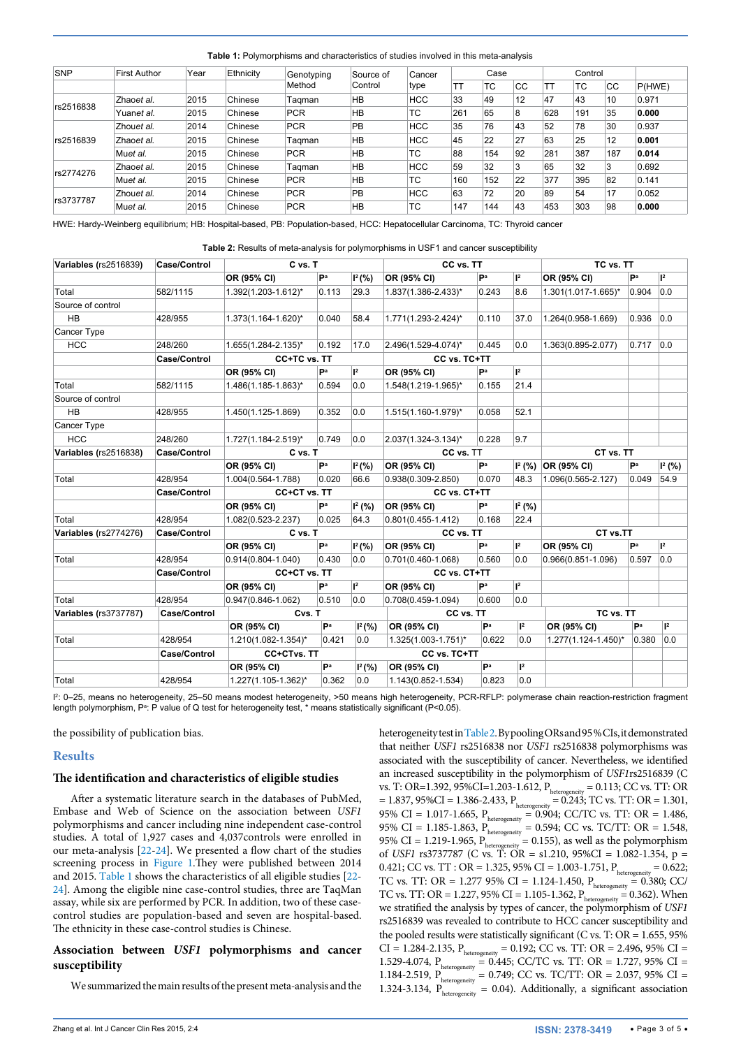**Table 1:** Polymorphisms and characteristics of studies involved in this meta-analysis

| SNP | First Author | Year | Ethnicity | Genotyping Method | Source of Control | Cancer type | Case | | | Control | | | |
|---|---|---|---|---|---|---|---|---|---|---|---|---|---|
| | | | | | | | TT | TC | CC | TT | TC | CC | P(HWE) |
| rs2516838 | Zhao*et al.* | 2015 | Chinese | Taqman | HB | HCC | 33 | 49 | 12 | 47 | 43 | 10 | 0.971 |
| | Yuan*et al.* | 2015 | Chinese | PCR | HB | TC | 261 | 65 | 8 | 628 | 191 | 35 | **0.000** |
| rs2516839 | Zhou*et al.* | 2014 | Chinese | PCR | PB | HCC | 35 | 76 | 43 | 52 | 78 | 30 | 0.937 |
| | Zhao*et al.* | 2015 | Chinese | Taqman | HB | HCC | 45 | 22 | 27 | 63 | 25 | 12 | **0.001** |
| | Mu*et al.* | 2015 | Chinese | PCR | HB | TC | 88 | 154 | 92 | 281 | 387 | 187 | **0.014** |
| rs2774276 | Zhao*et al.* | 2015 | Chinese | Taqman | HB | HCC | 59 | 32 | 3 | 65 | 32 | 3 | 0.692 |
| | Mu*et al.* | 2015 | Chinese | PCR | HB | TC | 160 | 152 | 22 | 377 | 395 | 82 | 0.141 |
| rs3737787 | Zhou*et al.* | 2014 | Chinese | PCR | PB | HCC | 63 | 72 | 20 | 89 | 54 | 17 | 0.052 |
| | Mu*et al.* | 2015 | Chinese | PCR | HB | TC | 147 | 144 | 43 | 453 | 303 | 98 | **0.000** |

HWE: Hardy-Weinberg equilibrium; HB: Hospital-based, PB: Population-based, HCC: Hepatocellular Carcinoma, TC: Thyroid cancer

**Table 2:** Results of meta-analysis for polymorphisms in USF1 and cancer susceptibility

| **Variables** (rs2516839) | **Case/Control** | **C vs. T** | | | **CC vs. TT** | | | **TC vs. TT** | | |
|---|---|---|---|---|---|---|---|---|---|---|
| | | **OR (95% CI)** | **P[a]** | **I² (%)** | **OR (95% CI)** | **P[a]** | **I²** | **OR (95% CI)** | **P[a]** | **I²** |
| Total | 582/1115 | 1.392(1.203-1.612)* | 0.113 | 29.3 | 1.837(1.386-2.433)* | 0.243 | 8.6 | 1.301(1.017-1.665)* | 0.904 | 0.0 |
| Source of control | | | | | | | | | | |
| HB | 428/955 | 1.373(1.164-1.620)* | 0.040 | 58.4 | 1.771(1.293-2.424)* | 0.110 | 37.0 | 1.264(0.958-1.669) | 0.936 | 0.0 |
| Cancer Type | | | | | | | | | | |
| HCC | 248/260 | 1.655(1.284-2.135)* | 0.192 | 17.0 | 2.496(1.529-4.074)* | 0.445 | 0.0 | 1.363(0.895-2.077) | 0.717 | 0.0 |
| | **Case/Control** | **CC+TC vs. TT** | | | **CC vs. TC+TT** | | | | | |
| | | **OR (95% CI)** | **P[a]** | **I²** | **OR (95% CI)** | **P[a]** | **I²** | | | |
| Total | 582/1115 | 1.486(1.185-1.863)* | 0.594 | 0.0 | 1.548(1.219-1.965)* | 0.155 | 21.4 | | | |
| Source of control | | | | | | | | | | |
| HB | 428/955 | 1.450(1.125-1.869) | 0.352 | 0.0 | 1.515(1.160-1.979)* | 0.058 | 52.1 | | | |
| Cancer Type | | | | | | | | | | |
| HCC | 248/260 | 1.727(1.184-2.519)* | 0.749 | 0.0 | 2.037(1.324-3.134)* | 0.228 | 9.7 | | | |
| **Variables** (rs2516838) | **Case/Control** | **C vs. T** | | | **CC vs. TT** | | | **CT vs. TT** | | |
| | | **OR (95% CI)** | **P[a]** | **I² (%)** | **OR (95% CI)** | **P[a]** | **I² (%)** | **OR (95% CI)** | **P[a]** | **I² (%)** |
| Total | 428/954 | 1.004(0.564-1.788) | 0.020 | 66.6 | 0.938(0.309-2.850) | 0.070 | 48.3 | 1.096(0.565-2.127) | 0.049 | 54.9 |
| | **Case/Control** | **CC+CT vs. TT** | | | **CC vs. CT+TT** | | | | | |
| | | **OR (95% CI)** | **P[a]** | **I² (%)** | **OR (95% CI)** | **P[a]** | **I² (%)** | | | |
| Total | 428/954 | 1.082(0.523-2.237) | 0.025 | 64.3 | 0.801(0.455-1.412) | 0.168 | 22.4 | | | |
| **Variables** (rs2774276) | **Case/Control** | **C vs. T** | | | **CC vs. TT** | | | **CT vs.TT** | | |
| | | **OR (95% CI)** | **P[a]** | **I² (%)** | **OR (95% CI)** | **P[a]** | **I²** | **OR (95% CI)** | **P[a]** | **I²** |
| Total | 428/954 | 0.914(0.804-1.040) | 0.430 | 0.0 | 0.701(0.460-1.068) | 0.560 | 0.0 | 0.966(0.851-1.096) | 0.597 | 0.0 |
| | **Case/Control** | **CC+CT vs. TT** | | | **CC vs. CT+TT** | | | | | |
| | | **OR (95% CI)** | **P[a]** | **I²** | **OR (95% CI)** | **P[a]** | **I²** | | | |
| Total | 428/954 | 0.947(0.846-1.062) | 0.510 | 0.0 | 0.708(0.459-1.094) | 0.600 | 0.0 | | | |
| **Variables** (rs3737787) | **Case/Control** | **Cvs. T** | | | **CC vs. TT** | | | **TC vs. TT** | | |
| | | **OR (95% CI)** | **P[a]** | **I² (%)** | **OR (95% CI)** | **P[a]** | **I²** | **OR (95% CI)** | **P[a]** | **I²** |
| Total | 428/954 | 1.210(1.082-1.354)* | 0.421 | 0.0 | 1.325(1.003-1.751)* | 0.622 | 0.0 | 1.277(1.124-1.450)* | 0.380 | 0.0 |
| | **Case/Control** | **CC+CTvs. TT** | | | **CC vs. TC+TT** | | | | | |
| | | **OR (95% CI)** | **P[a]** | **I² (%)** | **OR (95% CI)** | **P[a]** | **I²** | | | |
| Total | 428/954 | 1.227(1.105-1.362)* | 0.362 | 0.0 | 1.143(0.852-1.534) | 0.823 | 0.0 | | | |

I²: 0–25, means no heterogeneity, 25–50 means modest heterogeneity, >50 means high heterogeneity, PCR-RFLP: polymerase chain reaction-restriction fragment length polymorphism, P[a]: P value of Q test for heterogeneity test, * means statistically significant (P<0.05).

the possibility of publication bias.

## Results

### The identification and characteristics of eligible studies

After a systematic literature search in the databases of PubMed, Embase and Web of Science on the association between *USF1* polymorphisms and cancer including nine independent case-control studies. A total of 1,927 cases and 4,037controls were enrolled in our meta-analysis [22-24]. We presented a flow chart of the studies screening process in Figure 1.They were published between 2014 and 2015. Table 1 shows the characteristics of all eligible studies [22-24]. Among the eligible nine case-control studies, three are TaqMan assay, while six are performed by PCR. In addition, two of these case-control studies are population-based and seven are hospital-based. The ethnicity in these case-control studies is Chinese.

### Association between *USF1* polymorphisms and cancer susceptibility

We summarized the main results of the present meta-analysis and the heterogeneity test in Table 2. By pooling ORs and 95% CIs, it demonstrated that neither *USF1* rs2516838 nor *USF1* rs2516838 polymorphisms was associated with the susceptibility of cancer. Nevertheless, we identified an increased susceptibility in the polymorphism of *USF1*rs2516839 (C vs. T: OR=1.392, 95%CI=1.203-1.612, $P_{heterogeneity}$ = 0.113; CC vs. TT: OR = 1.837, 95%CI = 1.386-2.433, $P_{heterogeneity}$ = 0.243; TC vs. TT: OR = 1.301, 95% CI = 1.017-1.665, $P_{heterogeneity}$ = 0.904; CC/TC vs. TT: OR = 1.486, 95% CI = 1.185-1.863, $P_{heterogeneity}$ = 0.594; CC vs. TC/TT: OR = 1.548, 95% CI = 1.219-1.965, $P_{heterogeneity}$ = 0.155), as well as the polymorphism of *USF1* rs3737787 (C vs. T: OR = s1.210, 95%CI = 1.082-1.354, p = 0.421; CC vs. TT : OR = 1.325, 95% CI = 1.003-1.751, $P_{heterogeneity}$ = 0.622; TC vs. TT: OR = 1.277 95% CI = 1.124-1.450, $P_{heterogeneity}$ = 0.380; CC/TC vs. TT: OR = 1.227, 95% CI = 1.105-1.362, $P_{heterogeneity}$ = 0.362). When we stratified the analysis by types of cancer, the polymorphism of *USF1* rs2516839 was revealed to contribute to HCC cancer susceptibility and the pooled results were statistically significant (C vs. T: OR = 1.655, 95% CI = 1.284-2.135, $P_{heterogeneity}$ = 0.192; CC vs. TT: OR = 2.496, 95% CI = 1.529-4.074, $P_{heterogeneity}$ = 0.445; CC/TC vs. TT: OR = 1.727, 95% CI = 1.184-2.519, $P_{heterogeneity}$ = 0.749; CC vs. TC/TT: OR = 2.037, 95% CI = 1.324-3.134, $P_{heterogeneity}$ = 0.04). Additionally, a significant association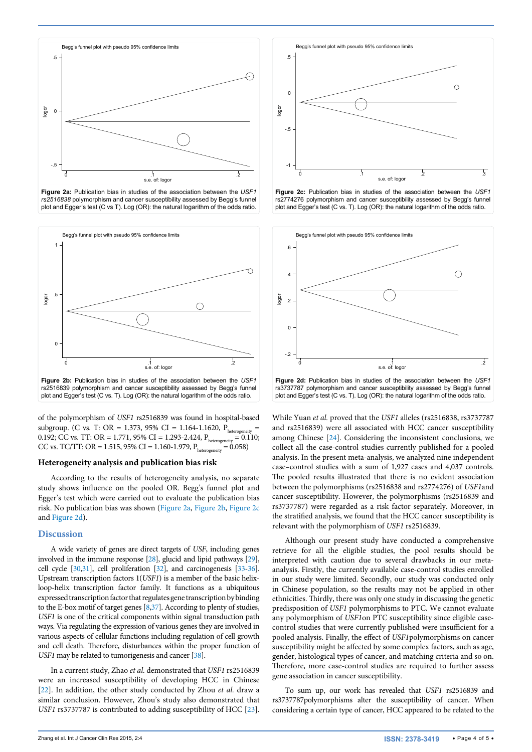Figure 2a: Publication bias in studies of the association between the *USF1 rs2516838* polymorphism and cancer susceptibility assessed by Begg's funnel plot and Egger's test (C vs T). Log (OR): the natural logarithm of the odds ratio.

Figure 2c: Publication bias in studies of the association between the *USF1* rs2774276 polymorphism and cancer susceptibility assessed by Begg's funnel plot and Egger's test (C vs. T). Log (OR): the natural logarithm of the odds ratio.

Figure 2b: Publication bias in studies of the association between the *USF1* rs2516839 polymorphism and cancer susceptibility assessed by Begg's funnel plot and Egger's test (C vs. T). Log (OR): the natural logarithm of the odds ratio.

Figure 2d: Publication bias in studies of the association between the *USF1* rs3737787 polymorphism and cancer susceptibility assessed by Begg's funnel plot and Egger's test (C vs. T). Log (OR): the natural logarithm of the odds ratio.

of the polymorphism of *USF1* rs2516839 was found in hospital-based subgroup. (C vs. T: OR = 1.373, 95% CI = 1.164-1.1620, $P_{heterogeneity}$ = 0.192; CC vs. TT: OR = 1.771, 95% CI = 1.293-2.424, $P_{heterogeneity}$ = 0.110; CC vs. TC/TT: OR = 1.515, 95% CI = 1.160-1.979, $P_{heterogeneity}$ = 0.058)

### Heterogeneity analysis and publication bias risk

According to the results of heterogeneity analysis, no separate study shows influence on the pooled OR. Begg's funnel plot and Egger's test which were carried out to evaluate the publication bias risk. No publication bias was shown (Figure 2a, Figure 2b, Figure 2c and Figure 2d).

## Discussion

A wide variety of genes are direct targets of *USF*, including genes involved in the immune response [28], glucid and lipid pathways [29], cell cycle [30,31], cell proliferation [32], and carcinogenesis [33-36]. Upstream transcription factors 1(*USF1*) is a member of the basic helix-loop-helix transcription factor family. It functions as a ubiquitous expressed transcription factor that regulates gene transcription by binding to the E-box motif of target genes [8,37]. According to plenty of studies, *USF1* is one of the critical components within signal transduction path ways. Via regulating the expression of various genes they are involved in various aspects of cellular functions including regulation of cell growth and cell death. Therefore, disturbances within the proper function of *USF1* may be related to tumorigenesis and cancer [38].

In a current study, Zhao *et al.* demonstrated that *USF1* rs2516839 were an increased susceptibility of developing HCC in Chinese [22]. In addition, the other study conducted by Zhou *et al.* draw a similar conclusion. However, Zhou's study also demonstrated that *USF1* rs3737787 is contributed to adding susceptibility of HCC [23]. While Yuan *et al.* proved that the *USF1* alleles (rs2516838, rs3737787 and rs2516839) were all associated with HCC cancer susceptibility among Chinese [24]. Considering the inconsistent conclusions, we collect all the case-control studies currently published for a pooled analysis. In the present meta-analysis, we analyzed nine independent case–control studies with a sum of 1,927 cases and 4,037 controls. The pooled results illustrated that there is no evident association between the polymorphisms (rs2516838 and rs2774276) of *USF1*and cancer susceptibility. However, the polymorphisms (rs2516839 and rs3737787) were regarded as a risk factor separately. Moreover, in the stratified analysis, we found that the HCC cancer susceptibility is relevant with the polymorphism of *USF1* rs2516839.

Although our present study have conducted a comprehensive retrieve for all the eligible studies, the pool results should be interpreted with caution due to several drawbacks in our meta-analysis. Firstly, the currently available case-control studies enrolled in our study were limited. Secondly, our study was conducted only in Chinese population, so the results may not be applied in other ethnicities. Thirdly, there was only one study in discussing the genetic predisposition of *USF1* polymorphisms to PTC. We cannot evaluate any polymorphism of *USF1*on PTC susceptibility since eligible case-control studies that were currently published were insufficient for a pooled analysis. Finally, the effect of *USF1*polymorphisms on cancer susceptibility might be affected by some complex factors, such as age, gender, histological types of cancer, and matching criteria and so on. Therefore, more case-control studies are required to further assess gene association in cancer susceptibility.

To sum up, our work has revealed that *USF1* rs2516839 and rs3737787polymorphisms alter the susceptibility of cancer. When considering a certain type of cancer, HCC appeared to be related to the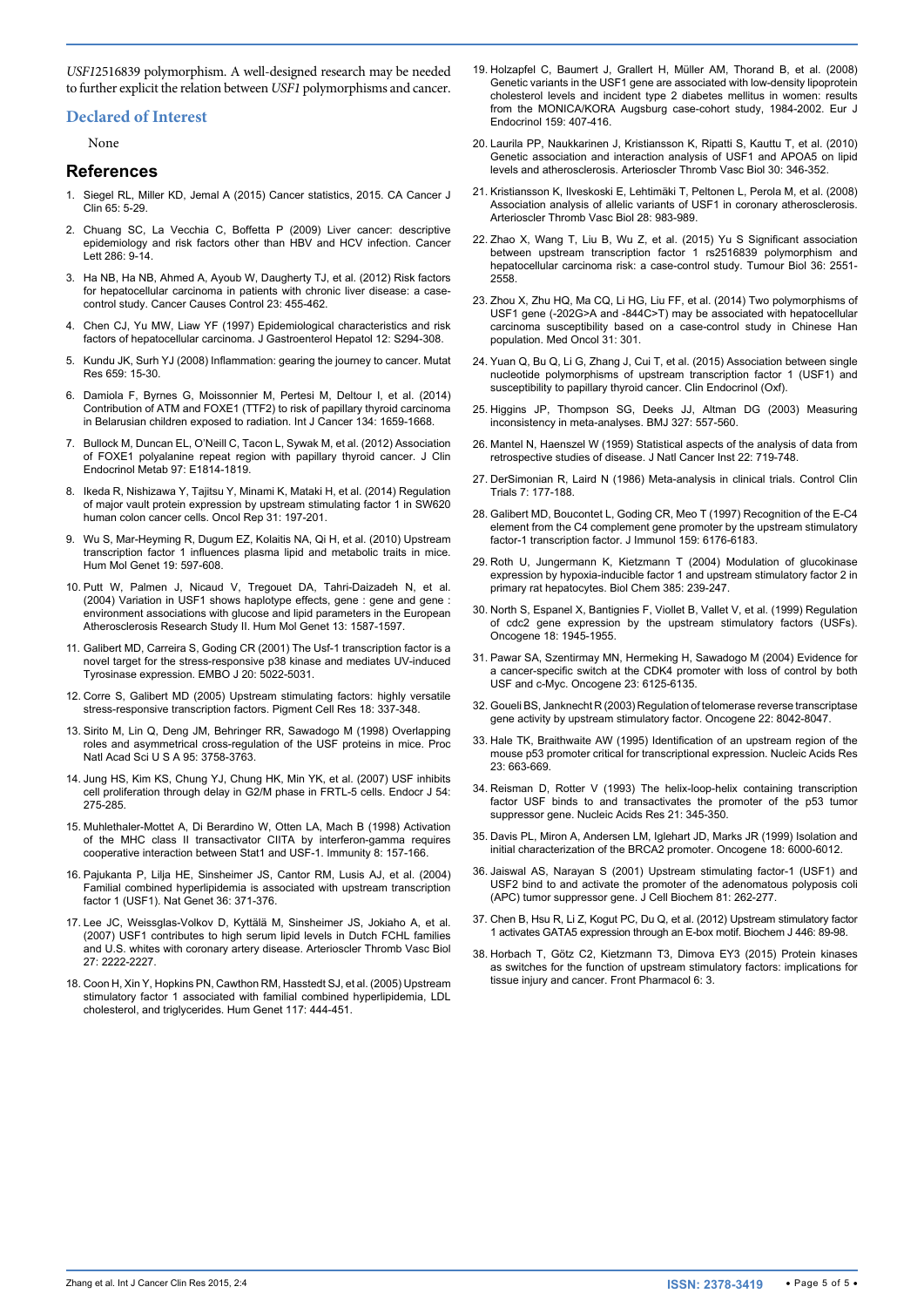*USF1*2516839 polymorphism. A well-designed research may be needed to further explicit the relation between *USF1* polymorphisms and cancer.

## Declared of Interest

None

## References

1. Siegel RL, Miller KD, Jemal A (2015) Cancer statistics, 2015. CA Cancer J Clin 65: 5-29.
2. Chuang SC, La Vecchia C, Boffetta P (2009) Liver cancer: descriptive epidemiology and risk factors other than HBV and HCV infection. Cancer Lett 286: 9-14.
3. Ha NB, Ha NB, Ahmed A, Ayoub W, Daugherty TJ, et al. (2012) Risk factors for hepatocellular carcinoma in patients with chronic liver disease: a case-control study. Cancer Causes Control 23: 455-462.
4. Chen CJ, Yu MW, Liaw YF (1997) Epidemiological characteristics and risk factors of hepatocellular carcinoma. J Gastroenterol Hepatol 12: S294-308.
5. Kundu JK, Surh YJ (2008) Inflammation: gearing the journey to cancer. Mutat Res 659: 15-30.
6. Damiola F, Byrnes G, Moissonnier M, Pertesi M, Deltour I, et al. (2014) Contribution of ATM and FOXE1 (TTF2) to risk of papillary thyroid carcinoma in Belarusian children exposed to radiation. Int J Cancer 134: 1659-1668.
7. Bullock M, Duncan EL, O'Neill C, Tacon L, Sywak M, et al. (2012) Association of FOXE1 polyalanine repeat region with papillary thyroid cancer. J Clin Endocrinol Metab 97: E1814-1819.
8. Ikeda R, Nishizawa Y, Tajitsu Y, Minami K, Mataki H, et al. (2014) Regulation of major vault protein expression by upstream stimulating factor 1 in SW620 human colon cancer cells. Oncol Rep 31: 197-201.
9. Wu S, Mar-Heyming R, Dugum EZ, Kolaitis NA, Qi H, et al. (2010) Upstream transcription factor 1 influences plasma lipid and metabolic traits in mice. Hum Mol Genet 19: 597-608.
10. Putt W, Palmen J, Nicaud V, Tregouet DA, Tahri-Daizadeh N, et al. (2004) Variation in USF1 shows haplotype effects, gene : gene and gene : environment associations with glucose and lipid parameters in the European Atherosclerosis Research Study II. Hum Mol Genet 13: 1587-1597.
11. Galibert MD, Carreira S, Goding CR (2001) The Usf-1 transcription factor is a novel target for the stress-responsive p38 kinase and mediates UV-induced Tyrosinase expression. EMBO J 20: 5022-5031.
12. Corre S, Galibert MD (2005) Upstream stimulating factors: highly versatile stress-responsive transcription factors. Pigment Cell Res 18: 337-348.
13. Sirito M, Lin Q, Deng JM, Behringer RR, Sawadogo M (1998) Overlapping roles and asymmetrical cross-regulation of the USF proteins in mice. Proc Natl Acad Sci U S A 95: 3758-3763.
14. Jung HS, Kim KS, Chung YJ, Chung HK, Min YK, et al. (2007) USF inhibits cell proliferation through delay in G2/M phase in FRTL-5 cells. Endocr J 54: 275-285.
15. Muhlethaler-Mottet A, Di Berardino W, Otten LA, Mach B (1998) Activation of the MHC class II transactivator CIITA by interferon-gamma requires cooperative interaction between Stat1 and USF-1. Immunity 8: 157-166.
16. Pajukanta P, Lilja HE, Sinsheimer JS, Cantor RM, Lusis AJ, et al. (2004) Familial combined hyperlipidemia is associated with upstream transcription factor 1 (USF1). Nat Genet 36: 371-376.
17. Lee JC, Weissglas-Volkov D, Kyttälä M, Sinsheimer JS, Jokiaho A, et al. (2007) USF1 contributes to high serum lipid levels in Dutch FCHL families and U.S. whites with coronary artery disease. Arterioscler Thromb Vasc Biol 27: 2222-2227.
18. Coon H, Xin Y, Hopkins PN, Cawthon RM, Hasstedt SJ, et al. (2005) Upstream stimulatory factor 1 associated with familial combined hyperlipidemia, LDL cholesterol, and triglycerides. Hum Genet 117: 444-451.
19. Holzapfel C, Baumert J, Grallert H, Müller AM, Thorand B, et al. (2008) Genetic variants in the USF1 gene are associated with low-density lipoprotein cholesterol levels and incident type 2 diabetes mellitus in women: results from the MONICA/KORA Augsburg case-cohort study, 1984-2002. Eur J Endocrinol 159: 407-416.
20. Laurila PP, Naukkarinen J, Kristiansson K, Ripatti S, Kauttu T, et al. (2010) Genetic association and interaction analysis of USF1 and APOA5 on lipid levels and atherosclerosis. Arterioscler Thromb Vasc Biol 30: 346-352.
21. Kristiansson K, Ilveskoski E, Lehtimäki T, Peltonen L, Perola M, et al. (2008) Association analysis of allelic variants of USF1 in coronary atherosclerosis. Arterioscler Thromb Vasc Biol 28: 983-989.
22. Zhao X, Wang T, Liu B, Wu Z, et al. (2015) Yu S Significant association between upstream transcription factor 1 rs2516839 polymorphism and hepatocellular carcinoma risk: a case-control study. Tumour Biol 36: 2551-2558.
23. Zhou X, Zhu HQ, Ma CQ, Li HG, Liu FF, et al. (2014) Two polymorphisms of USF1 gene (-202G>A and -844C>T) may be associated with hepatocellular carcinoma susceptibility based on a case-control study in Chinese Han population. Med Oncol 31: 301.
24. Yuan Q, Bu Q, Li G, Zhang J, Cui T, et al. (2015) Association between single nucleotide polymorphisms of upstream transcription factor 1 (USF1) and susceptibility to papillary thyroid cancer. Clin Endocrinol (Oxf).
25. Higgins JP, Thompson SG, Deeks JJ, Altman DG (2003) Measuring inconsistency in meta-analyses. BMJ 327: 557-560.
26. Mantel N, Haenszel W (1959) Statistical aspects of the analysis of data from retrospective studies of disease. J Natl Cancer Inst 22: 719-748.
27. DerSimonian R, Laird N (1986) Meta-analysis in clinical trials. Control Clin Trials 7: 177-188.
28. Galibert MD, Boucontet L, Goding CR, Meo T (1997) Recognition of the E-C4 element from the C4 complement gene promoter by the upstream stimulatory factor-1 transcription factor. J Immunol 159: 6176-6183.
29. Roth U, Jungermann K, Kietzmann T (2004) Modulation of glucokinase expression by hypoxia-inducible factor 1 and upstream stimulatory factor 2 in primary rat hepatocytes. Biol Chem 385: 239-247.
30. North S, Espanel X, Bantignies F, Viollet B, Vallet V, et al. (1999) Regulation of cdc2 gene expression by the upstream stimulatory factors (USFs). Oncogene 18: 1945-1955.
31. Pawar SA, Szentirmay MN, Hermeking H, Sawadogo M (2004) Evidence for a cancer-specific switch at the CDK4 promoter with loss of control by both USF and c-Myc. Oncogene 23: 6125-6135.
32. Goueli BS, Janknecht R (2003) Regulation of telomerase reverse transcriptase gene activity by upstream stimulatory factor. Oncogene 22: 8042-8047.
33. Hale TK, Braithwaite AW (1995) Identification of an upstream region of the mouse p53 promoter critical for transcriptional expression. Nucleic Acids Res 23: 663-669.
34. Reisman D, Rotter V (1993) The helix-loop-helix containing transcription factor USF binds to and transactivates the promoter of the p53 tumor suppressor gene. Nucleic Acids Res 21: 345-350.
35. Davis PL, Miron A, Andersen LM, Iglehart JD, Marks JR (1999) Isolation and initial characterization of the BRCA2 promoter. Oncogene 18: 6000-6012.
36. Jaiswal AS, Narayan S (2001) Upstream stimulating factor-1 (USF1) and USF2 bind to and activate the promoter of the adenomatous polyposis coli (APC) tumor suppressor gene. J Cell Biochem 81: 262-277.
37. Chen B, Hsu R, Li Z, Kogut PC, Du Q, et al. (2012) Upstream stimulatory factor 1 activates GATA5 expression through an E-box motif. Biochem J 446: 89-98.
38. Horbach T, Götz C2, Kietzmann T3, Dimova EY3 (2015) Protein kinases as switches for the function of upstream stimulatory factors: implications for tissue injury and cancer. Front Pharmacol 6: 3.